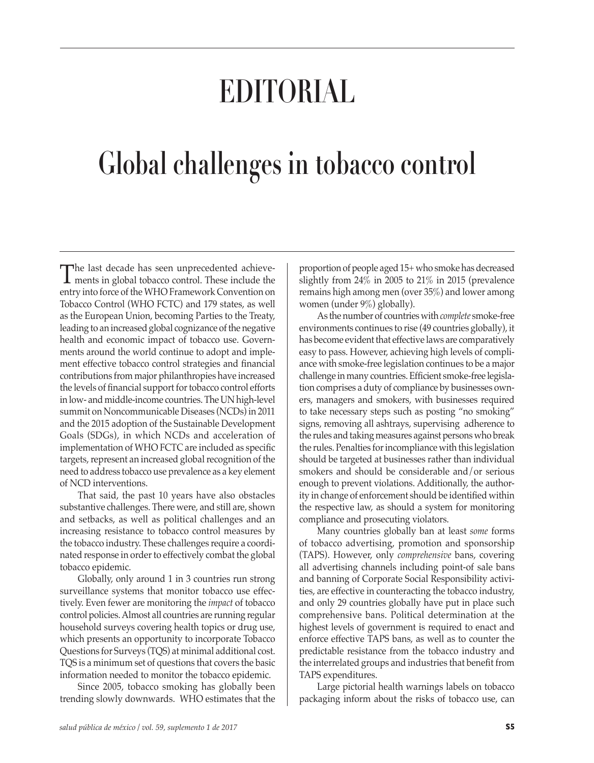# EDITORIAL

# Global challenges in tobacco control

The last decade has seen unprecedented achievements in global tobacco control. These include the entry into force of the WHO Framework Convention on Tobacco Control (WHO FCTC) and 179 states, as well as the European Union, becoming Parties to the Treaty, leading to an increased global cognizance of the negative health and economic impact of tobacco use. Governments around the world continue to adopt and implement effective tobacco control strategies and financial contributions from major philanthropies have increased the levels of financial support for tobacco control efforts in low- and middle-income countries. The UN high-level summit on Noncommunicable Diseases (NCDs) in 2011 and the 2015 adoption of the Sustainable Development Goals (SDGs), in which NCDs and acceleration of implementation of WHO FCTC are included as specific targets, represent an increased global recognition of the need to address tobacco use prevalence as a key element of NCD interventions.

That said, the past 10 years have also obstacles substantive challenges. There were, and still are, shown and setbacks, as well as political challenges and an increasing resistance to tobacco control measures by the tobacco industry. These challenges require a coordinated response in order to effectively combat the global tobacco epidemic.

Globally, only around 1 in 3 countries run strong surveillance systems that monitor tobacco use effectively. Even fewer are monitoring the *impact* of tobacco control policies. Almost all countries are running regular household surveys covering health topics or drug use, which presents an opportunity to incorporate Tobacco Questions for Surveys (TQS) at minimal additional cost. TQS is a minimum set of questions that covers the basic information needed to monitor the tobacco epidemic.

Since 2005, tobacco smoking has globally been trending slowly downwards. WHO estimates that the proportion of people aged 15+ who smoke has decreased slightly from 24% in 2005 to 21% in 2015 (prevalence remains high among men (over 35%) and lower among women (under 9%) globally).

As the number of countries with *complete* smoke-free environments continues to rise (49 countries globally), it has become evident that effective laws are comparatively easy to pass. However, achieving high levels of compliance with smoke-free legislation continues to be a major challenge in many countries. Efficient smoke-free legislation comprises a duty of compliance by businesses owners, managers and smokers, with businesses required to take necessary steps such as posting "no smoking" signs, removing all ashtrays, supervising adherence to the rules and taking measures against persons who break the rules. Penalties for incompliance with this legislation should be targeted at businesses rather than individual smokers and should be considerable and/or serious enough to prevent violations. Additionally, the authority in change of enforcement should be identified within the respective law, as should a system for monitoring compliance and prosecuting violators.

Many countries globally ban at least *some* forms of tobacco advertising, promotion and sponsorship (TAPS). However, only *comprehensive* bans, covering all advertising channels including point-of sale bans and banning of Corporate Social Responsibility activities, are effective in counteracting the tobacco industry, and only 29 countries globally have put in place such comprehensive bans. Political determination at the highest levels of government is required to enact and enforce effective TAPS bans, as well as to counter the predictable resistance from the tobacco industry and the interrelated groups and industries that benefit from TAPS expenditures.

Large pictorial health warnings labels on tobacco packaging inform about the risks of tobacco use, can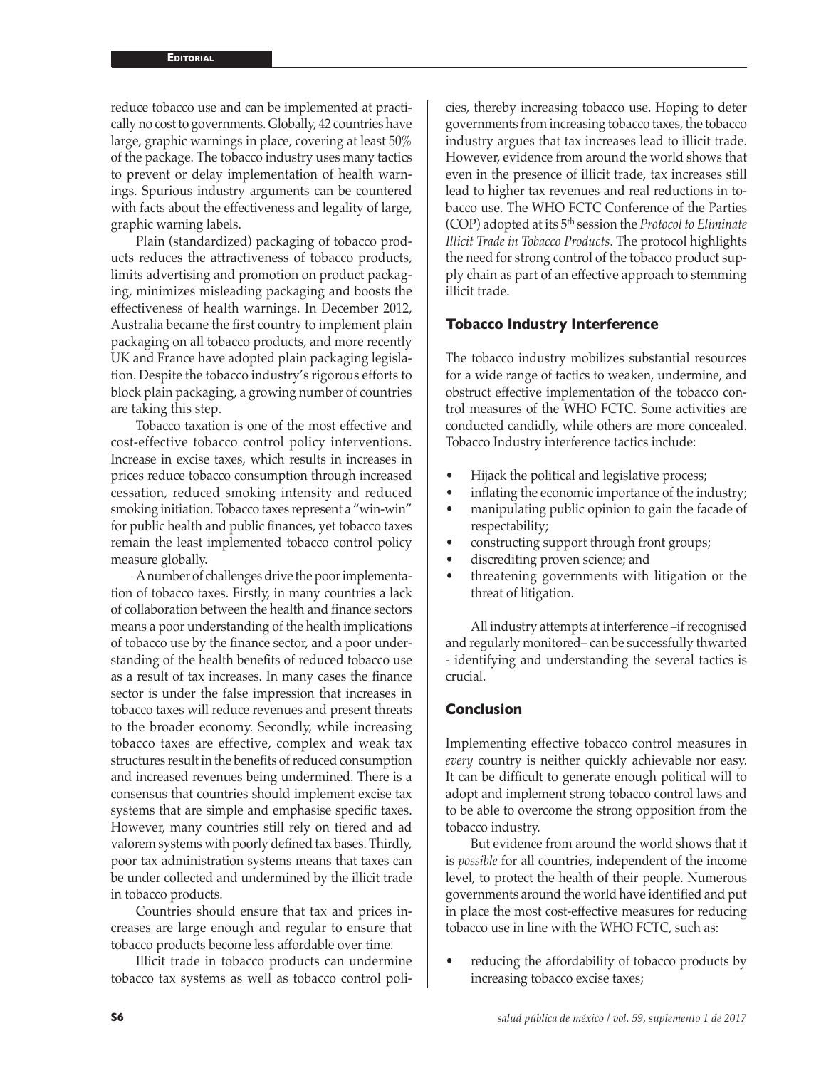reduce tobacco use and can be implemented at practically no cost to governments. Globally, 42 countries have large, graphic warnings in place, covering at least 50% of the package. The tobacco industry uses many tactics to prevent or delay implementation of health warnings. Spurious industry arguments can be countered with facts about the effectiveness and legality of large, graphic warning labels.

Plain (standardized) packaging of tobacco products reduces the attractiveness of tobacco products, limits advertising and promotion on product packaging, minimizes misleading packaging and boosts the effectiveness of health warnings. In December 2012, Australia became the first country to implement plain packaging on all tobacco products, and more recently UK and France have adopted plain packaging legislation. Despite the tobacco industry's rigorous efforts to block plain packaging, a growing number of countries are taking this step.

Tobacco taxation is one of the most effective and cost-effective tobacco control policy interventions. Increase in excise taxes, which results in increases in prices reduce tobacco consumption through increased cessation, reduced smoking intensity and reduced smoking initiation. Tobacco taxes represent a "win-win" for public health and public finances, yet tobacco taxes remain the least implemented tobacco control policy measure globally.

A number of challenges drive the poor implementation of tobacco taxes. Firstly, in many countries a lack of collaboration between the health and finance sectors means a poor understanding of the health implications of tobacco use by the finance sector, and a poor understanding of the health benefits of reduced tobacco use as a result of tax increases. In many cases the finance sector is under the false impression that increases in tobacco taxes will reduce revenues and present threats to the broader economy. Secondly, while increasing tobacco taxes are effective, complex and weak tax structures result in the benefits of reduced consumption and increased revenues being undermined. There is a consensus that countries should implement excise tax systems that are simple and emphasise specific taxes. However, many countries still rely on tiered and ad valorem systems with poorly defined tax bases. Thirdly, poor tax administration systems means that taxes can be under collected and undermined by the illicit trade in tobacco products.

Countries should ensure that tax and prices increases are large enough and regular to ensure that tobacco products become less affordable over time.

Illicit trade in tobacco products can undermine tobacco tax systems as well as tobacco control policies, thereby increasing tobacco use. Hoping to deter governments from increasing tobacco taxes, the tobacco industry argues that tax increases lead to illicit trade. However, evidence from around the world shows that even in the presence of illicit trade, tax increases still lead to higher tax revenues and real reductions in tobacco use. The WHO FCTC Conference of the Parties (COP) adopted at its 5th session the *Protocol to Eliminate Illicit Trade in Tobacco Products*. The protocol highlights the need for strong control of the tobacco product supply chain as part of an effective approach to stemming illicit trade.

## Tobacco Industry Interference

The tobacco industry mobilizes substantial resources for a wide range of tactics to weaken, undermine, and obstruct effective implementation of the tobacco control measures of the WHO FCTC. Some activities are conducted candidly, while others are more concealed. Tobacco Industry interference tactics include:

- Hijack the political and legislative process;
- inflating the economic importance of the industry;
- manipulating public opinion to gain the facade of respectability;
- constructing support through front groups;
- discrediting proven science; and
- threatening governments with litigation or the threat of litigation.

All industry attempts at interference –if recognised and regularly monitored– can be successfully thwarted - identifying and understanding the several tactics is crucial.

## Conclusion

Implementing effective tobacco control measures in *every* country is neither quickly achievable nor easy. It can be difficult to generate enough political will to adopt and implement strong tobacco control laws and to be able to overcome the strong opposition from the tobacco industry.

But evidence from around the world shows that it is *possible* for all countries, independent of the income level, to protect the health of their people. Numerous governments around the world have identified and put in place the most cost-effective measures for reducing tobacco use in line with the WHO FCTC, such as:

- reducing the affordability of tobacco products by increasing tobacco excise taxes;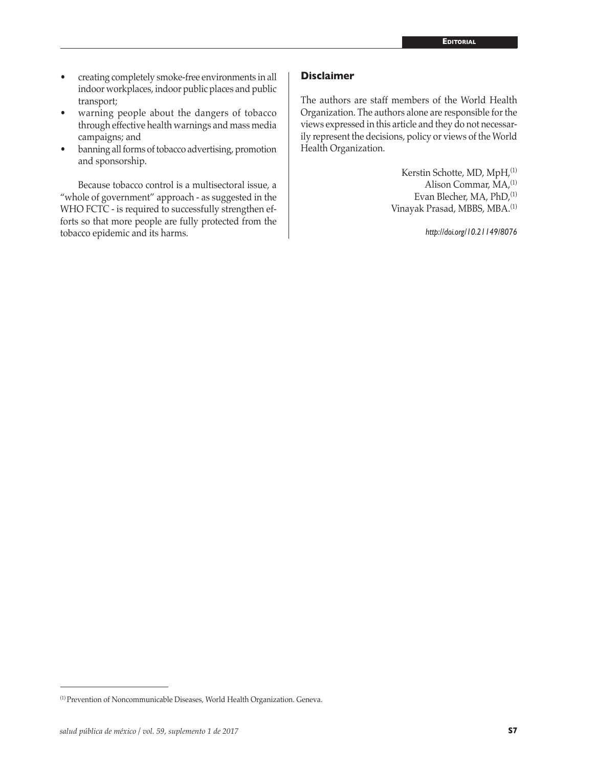- creating completely smoke-free environments in all indoor workplaces, indoor public places and public transport;
- warning people about the dangers of tobacco through effective health warnings and mass media campaigns; and
- banning all forms of tobacco advertising, promotion and sponsorship.

Because tobacco control is a multisectoral issue, a "whole of government" approach - as suggested in the WHO FCTC - is required to successfully strengthen efforts so that more people are fully protected from the tobacco epidemic and its harms.

## Disclaimer

The authors are staff members of the World Health Organization. The authors alone are responsible for the views expressed in this article and they do not necessarily represent the decisions, policy or views of the World Health Organization.

Kerstin Schotte, MD, MpH,[1]
Alison Commar, MA,[1]
Evan Blecher, MA, PhD,[1]
Vinayak Prasad, MBBS, MBA.[1]

*http://doi.org/10.21149/8076*

---

[1] Prevention of Noncommunicable Diseases, World Health Organization. Geneva.